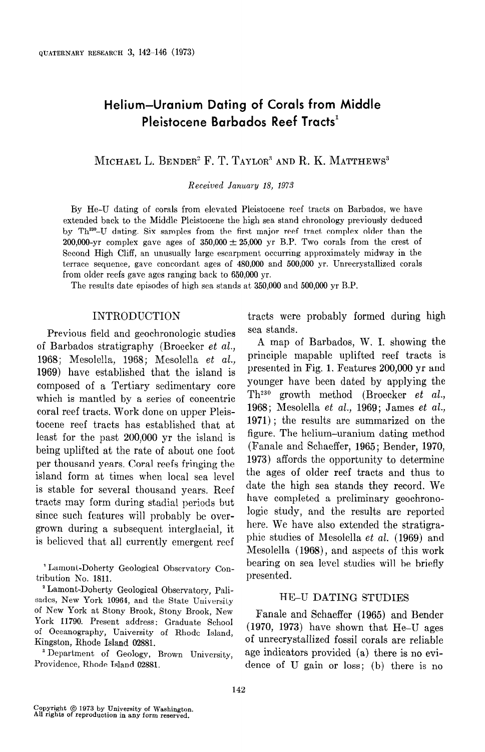# Helium–Uranium Dating of Corals from Middle Pleistocene Barbados Reef Tracts[1]

Michael L. Bender[2] F. T. Taylor[3] and R. K. Matthews[3]

*Received January 18, 1973*

By He-U dating of corals from elevated Pleistocene reef tracts on Barbados, we have extended back to the Middle Pleistocene the high sea stand chronology previously deduced by $Th^{230}$-U dating. Six samples from the first major reef tract complex older than the 200,000-yr complex gave ages of 350,000 ± 25,000 yr B.P. Two corals from the crest of Second High Cliff, an unusually large escarpment occurring approximately midway in the terrace sequence, gave concordant ages of 480,000 and 500,000 yr. Unrecrystallized corals from older reefs gave ages ranging back to 650,000 yr.

The results date episodes of high sea stands at 350,000 and 500,000 yr B.P.

## INTRODUCTION

Previous field and geochronologic studies of Barbados stratigraphy (Broecker *et al.*, 1968; Mesolella, 1968; Mesolella *et al.*, 1969) have established that the island is composed of a Tertiary sedimentary core which is mantled by a series of concentric coral reef tracts. Work done on upper Pleistocene reef tracts has established that at least for the past 200,000 yr the island is being uplifted at the rate of about one foot per thousand years. Coral reefs fringing the island form at times when local sea level is stable for several thousand years. Reef tracts may form during stadial periods but since such features will probably be overgrown during a subsequent interglacial, it is believed that all currently emergent reef tracts were probably formed during high sea stands.

A map of Barbados, W. I. showing the principle mapable uplifted reef tracts is presented in Fig. 1. Features 200,000 yr and younger have been dated by applying the $Th^{230}$ growth method (Broecker *et al.*, 1968; Mesolella *et al.*, 1969; James *et al.*, 1971); the results are summarized on the figure. The helium-uranium dating method (Fanale and Schaeffer, 1965; Bender, 1970, 1973) affords the opportunity to determine the ages of older reef tracts and thus to date the high sea stands they record. We have completed a preliminary geochronologic study, and the results are reported here. We have also extended the stratigraphic studies of Mesolella *et al.* (1969) and Mesolella (1968), and aspects of this work bearing on sea level studies will be briefly presented.

## HE–U DATING STUDIES

Fanale and Schaeffer (1965) and Bender (1970, 1973) have shown that He–U ages of unrecrystallized fossil corals are reliable age indicators provided (a) there is no evidence of U gain or loss; (b) there is no

[1] Lamont-Doherty Geological Observatory Contribution No. 1811.

[2] Lamont-Doherty Geological Observatory, Palisades, New York 10964, and the State University of New York at Stony Brook, Stony Brook, New York 11790. Present address: Graduate School of Oceanography, University of Rhode Island, Kingston, Rhode Island 02881.

[3] Department of Geology, Brown University, Providence, Rhode Island 02881.

Copyright © 1973 by University of Washington.
All rights of reproduction in any form reserved.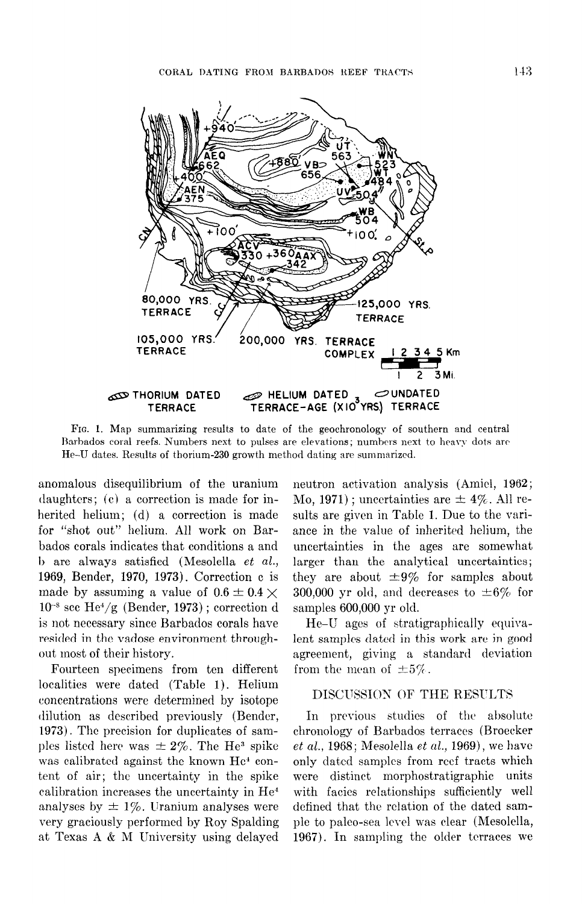FIG. 1. Map summarizing results to date of the geochronology of southern and central Barbados coral reefs. Numbers next to pulses are elevations; numbers next to heavy dots are He–U dates. Results of thorium-230 growth method dating are summarized.

anomalous disequilibrium of the uranium daughters; (c) a correction is made for inherited helium; (d) a correction is made for "shot out" helium. All work on Barbados corals indicates that conditions a and b are always satisfied (Mesolella *et al.*, 1969, Bender, 1970, 1973). Correction c is made by assuming a value of $0.6 \pm 0.4 \times 10^{-8}$ scc $He^4$/g (Bender, 1973); correction d is not necessary since Barbados corals have resided in the vadose environment throughout most of their history.

Fourteen specimens from ten different localities were dated (Table 1). Helium concentrations were determined by isotope dilution as described previously (Bender, 1973). The precision for duplicates of samples listed here was $\pm$ 2%. The $He^3$ spike was calibrated against the known $He^4$ content of air; the uncertainty in the spike calibration increases the uncertainty in $He^4$ analyses by $\pm$ 1%. Uranium analyses were very graciously performed by Roy Spalding at Texas A & M University using delayed neutron activation analysis (Amiel, 1962; Mo, 1971); uncertainties are $\pm$ 4%. All results are given in Table 1. Due to the variance in the value of inherited helium, the uncertainties in the ages are somewhat larger than the analytical uncertainties; they are about $\pm$9% for samples about 300,000 yr old, and decreases to $\pm$6% for samples 600,000 yr old.

He–U ages of stratigraphically equivalent samples dated in this work are in good agreement, giving a standard deviation from the mean of $\pm$5%.

## DISCUSSION OF THE RESULTS

In previous studies of the absolute chronology of Barbados terraces (Broecker *et al.*, 1968; Mesolella *et al.*, 1969), we have only dated samples from reef tracts which were distinct morphostratigraphic units with facies relationships sufficiently well defined that the relation of the dated sample to paleo-sea level was clear (Mesolella, 1967). In sampling the older terraces we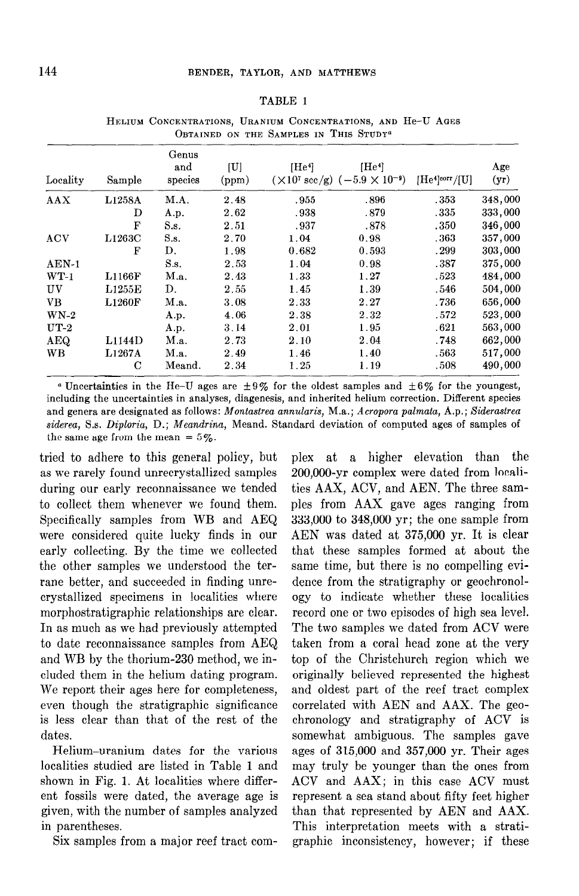TABLE 1

Helium Concentrations, Uranium Concentrations, and He–U Ages Obtained on the Samples in This Study[a]

| Locality | Sample | Genus and species | [U] (ppm) | [He$^4$] ($\times 10^7$ scc/g) | [He$^4$] ($-5.9 \times 10^{-9}$) | [He$^4$]$^{corr}$/[U] | Age (yr) |
|---|---|---|---|---|---|---|---|
| AAX | L1258A | M.A. | 2.48 | .955 | .896 | .353 | 348,000 |
| | D | A.p. | 2.62 | .938 | .879 | .335 | 333,000 |
| | F | S.s. | 2.51 | .937 | .878 | .350 | 346,000 |
| ACV | L1263C | S.s. | 2.70 | 1.04 | 0.98 | .363 | 357,000 |
| | F | D. | 1.98 | 0.682 | 0.593 | .299 | 303,000 |
| AEN-1 | | S.s. | 2.53 | 1.04 | 0.98 | .387 | 375,000 |
| WT-1 | L1166F | M.a. | 2.43 | 1.33 | 1.27 | .523 | 484,000 |
| UV | L1255E | D. | 2.55 | 1.45 | 1.39 | .546 | 504,000 |
| VB | L1260F | M.a. | 3.08 | 2.33 | 2.27 | .736 | 656,000 |
| WN-2 | | A.p. | 4.06 | 2.38 | 2.32 | .572 | 523,000 |
| UT-2 | | A.p. | 3.14 | 2.01 | 1.95 | .621 | 563,000 |
| AEQ | L1144D | M.a. | 2.73 | 2.10 | 2.04 | .748 | 662,000 |
| WB | L1267A | M.a. | 2.49 | 1.46 | 1.40 | .563 | 517,000 |
| | C | Meand. | 2.34 | 1.25 | 1.19 | .508 | 490,000 |

[a] Uncertainties in the He–U ages are ±9% for the oldest samples and ±6% for the youngest, including the uncertainties in analyses, diagenesis, and inherited helium correction. Different species and genera are designated as follows: *Montastrea annularis*, M.a.; *Acropora palmata*, A.p.; *Siderastrea siderea*, S.s. *Diploria*, D.; *Meandrina*, Meand. Standard deviation of computed ages of samples of the same age from the mean = 5%.

tried to adhere to this general policy, but as we rarely found unrecrystallized samples during our early reconnaissance we tended to collect them whenever we found them. Specifically samples from WB and AEQ were considered quite lucky finds in our early collecting. By the time we collected the other samples we understood the terrane better, and succeeded in finding unrecrystallized specimens in localities where morphostratigraphic relationships are clear. In as much as we had previously attempted to date reconnaissance samples from AEQ and WB by the thorium-230 method, we included them in the helium dating program. We report their ages here for completeness, even though the stratigraphic significance is less clear than that of the rest of the dates.

Helium–uranium dates for the various localities studied are listed in Table 1 and shown in Fig. 1. At localities where different fossils were dated, the average age is given, with the number of samples analyzed in parentheses.

Six samples from a major reef tract complex at a higher elevation than the 200,000-yr complex were dated from localities AAX, ACV, and AEN. The three samples from AAX gave ages ranging from 333,000 to 348,000 yr; the one sample from AEN was dated at 375,000 yr. It is clear that these samples formed at about the same time, but there is no compelling evidence from the stratigraphy or geochronology to indicate whether these localities record one or two episodes of high sea level. The two samples we dated from ACV were taken from a coral head zone at the very top of the Christchurch region which we originally believed represented the highest and oldest part of the reef tract complex correlated with AEN and AAX. The geochronology and stratigraphy of ACV is somewhat ambiguous. The samples gave ages of 315,000 and 357,000 yr. Their ages may truly be younger than the ones from ACV and AAX; in this case ACV must represent a sea stand about fifty feet higher than that represented by AEN and AAX. This interpretation meets with a stratigraphic inconsistency, however; if these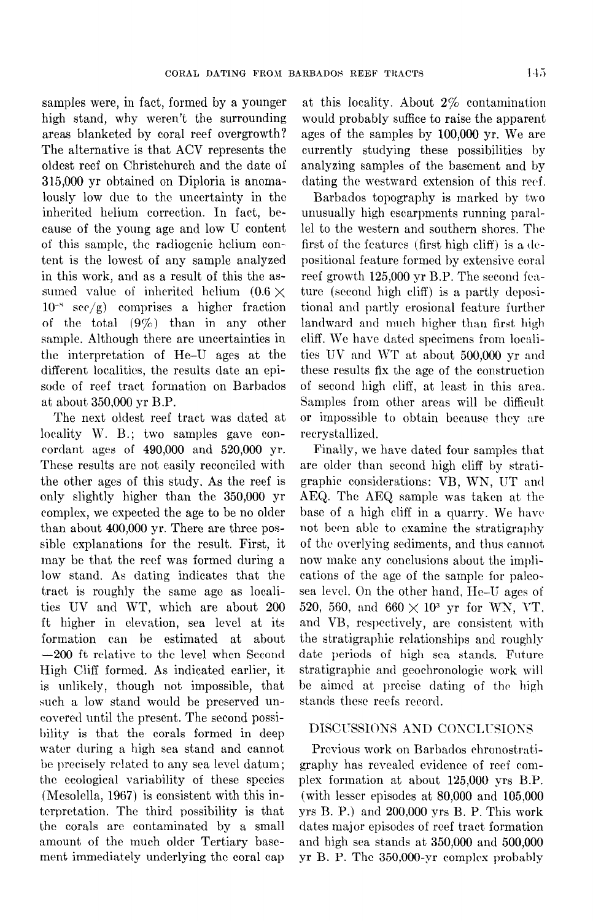samples were, in fact, formed by a younger high stand, why weren't the surrounding areas blanketed by coral reef overgrowth? The alternative is that ACV represents the oldest reef on Christchurch and the date of 315,000 yr obtained on Diploria is anomalously low due to the uncertainty in the inherited helium correction. In fact, because of the young age and low U content of this sample, the radiogenic helium content is the lowest of any sample analyzed in this work, and as a result of this the assumed value of inherited helium ($0.6 \times 10^{-8}$ scc/g) comprises a higher fraction of the total (9%) than in any other sample. Although there are uncertainties in the interpretation of He–U ages at the different localities, the results date an episode of reef tract formation on Barbados at about 350,000 yr B.P.

The next oldest reef tract was dated at locality W. B.; two samples gave concordant ages of 490,000 and 520,000 yr. These results are not easily reconciled with the other ages of this study. As the reef is only slightly higher than the 350,000 yr complex, we expected the age to be no older than about 400,000 yr. There are three possible explanations for the result. First, it may be that the reef was formed during a low stand. As dating indicates that the tract is roughly the same age as localities UV and WT, which are about 200 ft higher in elevation, sea level at its formation can be estimated at about −200 ft relative to the level when Second High Cliff formed. As indicated earlier, it is unlikely, though not impossible, that such a low stand would be preserved uncovered until the present. The second possibility is that the corals formed in deep water during a high sea stand and cannot be precisely related to any sea level datum; the ecological variability of these species (Mesolella, 1967) is consistent with this interpretation. The third possibility is that the corals are contaminated by a small amount of the much older Tertiary basement immediately underlying the coral cap at this locality. About 2% contamination would probably suffice to raise the apparent ages of the samples by 100,000 yr. We are currently studying these possibilities by analyzing samples of the basement and by dating the westward extension of this reef.

Barbados topography is marked by two unusually high escarpments running parallel to the western and southern shores. The first of the features (first high cliff) is a depositional feature formed by extensive coral reef growth 125,000 yr B.P. The second feature (second high cliff) is a partly depositional and partly erosional feature further landward and much higher than first high cliff. We have dated specimens from localities UV and WT at about 500,000 yr and these results fix the age of the construction of second high cliff, at least in this area. Samples from other areas will be difficult or impossible to obtain because they are recrystallized.

Finally, we have dated four samples that are older than second high cliff by stratigraphic considerations: VB, WN, UT and AEQ. The AEQ sample was taken at the base of a high cliff in a quarry. We have not been able to examine the stratigraphy of the overlying sediments, and thus cannot now make any conclusions about the implications of the age of the sample for paleosea level. On the other hand, He–U ages of 520, 560, and $660 \times 10^3$ yr for WN, VT, and VB, respectively, are consistent with the stratigraphic relationships and roughly date periods of high sea stands. Future stratigraphic and geochronologic work will be aimed at precise dating of the high stands these reefs record.

## DISCUSSIONS AND CONCLUSIONS

Previous work on Barbados chronostratigraphy has revealed evidence of reef complex formation at about 125,000 yrs B.P. (with lesser episodes at 80,000 and 105,000 yrs B. P.) and 200,000 yrs B. P. This work dates major episodes of reef tract formation and high sea stands at 350,000 and 500,000 yr B. P. The 350,000-yr complex probably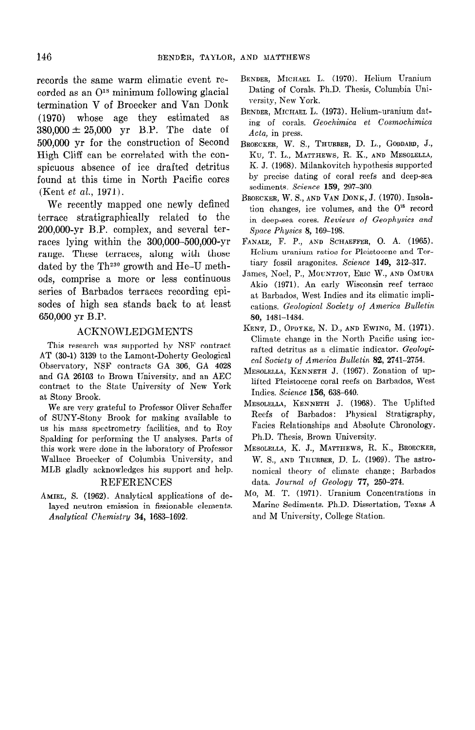records the same warm climatic event recorded as an $O^{18}$ minimum following glacial termination V of Broecker and Van Donk (1970) whose age they estimated as $380{,}000 \pm 25{,}000$ yr B.P. The date of 500,000 yr for the construction of Second High Cliff can be correlated with the conspicuous absence of ice drafted detritus found at this time in North Pacific cores (Kent *et al.*, 1971).

We recently mapped one newly defined terrace stratigraphically related to the 200,000-yr B.P. complex, and several terraces lying within the 300,000–500,000-yr range. These terraces, along with those dated by the $Th^{230}$ growth and He–U methods, comprise a more or less continuous series of Barbados terraces recording episodes of high sea stands back to at least 650,000 yr B.P.

## ACKNOWLEDGMENTS

This research was supported by NSF contract AT (30-1) 3139 to the Lamont-Doherty Geological Observatory, NSF contracts GA 306, GA 4028 and GA 26103 to Brown University, and an AEC contract to the State University of New York at Stony Brook.

We are very grateful to Professor Oliver Schaffer of SUNY-Stony Brook for making available to us his mass spectrometry facilities, and to Roy Spalding for performing the U analyses. Parts of this work were done in the laboratory of Professor Wallace Broecker of Columbia University, and MLB gladly acknowledges his support and help.

## REFERENCES

Amiel, S. (1962). Analytical applications of delayed neutron emission in fissionable elements. *Analytical Chemistry* **34**, 1683–1692.

Bender, Michael L. (1970). Helium Uranium Dating of Corals. Ph.D. Thesis, Columbia University, New York.

Bender, Michael L. (1973). Helium-uranium dating of corals. *Geochimica et Cosmochimica Acta*, in press.

Broecker, W. S., Thurber, D. L., Goddard, J., Ku, T. L., Matthews, R. K., and Mesolella, K. J. (1968). Milankovitch hypothesis supported by precise dating of coral reefs and deep-sea sediments. *Science* **159**, 297–300.

Broecker, W. S., and Van Donk, J. (1970). Insolation changes, ice volumes, and the $O^{18}$ record in deep-sea cores. *Reviews of Geophysics and Space Physics* **8**, 169–198.

Fanale, F. P., and Schaeffer, O. A. (1965). Helium-uranium ratios for Pleistocene and Tertiary fossil aragonites. *Science* **149**, 312–317.

James, Noel, P., Mountjoy, Eric W., and Omura Akio (1971). An early Wisconsin reef terrace at Barbados, West Indies and its climatic implications. *Geological Society of America Bulletin* **80**, 1481–1484.

Kent, D., Opdyke, N. D., and Ewing, M. (1971). Climate change in the North Pacific using ice-rafted detritus as a climatic indicator. *Geological Society of America Bulletin* **82**, 2741–2754.

Mesolella, Kenneth J. (1967). Zonation of uplifted Pleistocene coral reefs on Barbados, West Indies. *Science* **156**, 638–640.

Mesolella, Kenneth J. (1968). The Uplifted Reefs of Barbados: Physical Stratigraphy, Facies Relationships and Absolute Chronology. Ph.D. Thesis, Brown University.

Mesolella, K. J., Matthews, R. K., Broecker, W. S., and Thurber, D. L. (1969). The astronomical theory of climate change; Barbados data. *Journal of Geology* **77**, 250–274.

Mo, M. T. (1971). Uranium Concentrations in Marine Sediments. Ph.D. Dissertation, Texas A and M University, College Station.